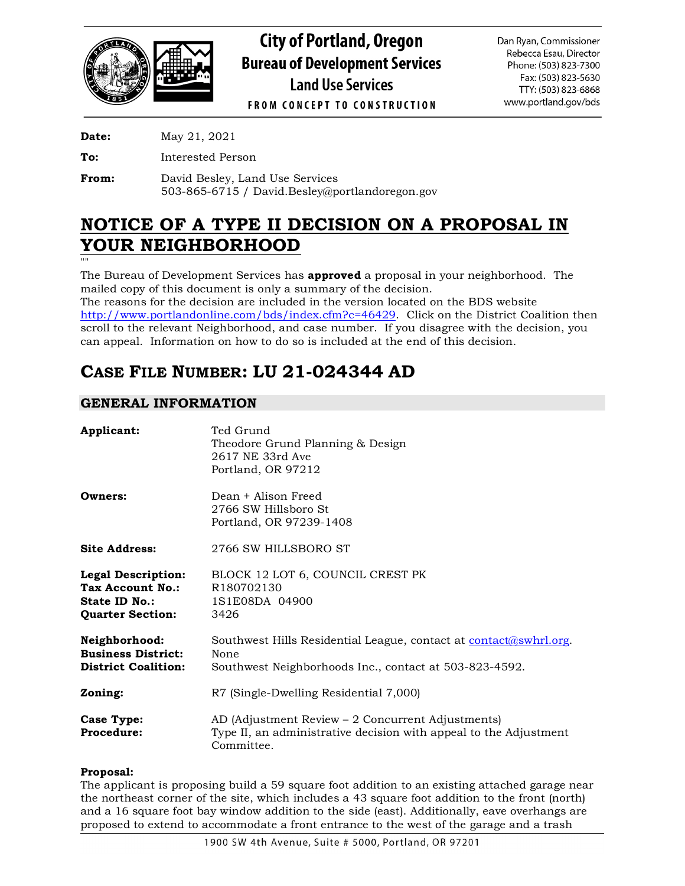# City of Portland, Oregon
## Bureau of Development Services
### Land Use Services

FROM CONCEPT TO CONSTRUCTION

Dan Ryan, Commissioner
Rebecca Esau, Director
Phone: (503) 823-7300
Fax: (503) 823-5630
TTY: (503) 823-6868
www.portland.gov/bds

**Date:** May 21, 2021

**To:** Interested Person

**From:** David Besley, Land Use Services
503-865-6715 / David.Besley@portlandoregon.gov

# NOTICE OF A TYPE II DECISION ON A PROPOSAL IN YOUR NEIGHBORHOOD

""

The Bureau of Development Services has **approved** a proposal in your neighborhood. The mailed copy of this document is only a summary of the decision.
The reasons for the decision are included in the version located on the BDS website http://www.portlandonline.com/bds/index.cfm?c=46429. Click on the District Coalition then scroll to the relevant Neighborhood, and case number. If you disagree with the decision, you can appeal. Information on how to do so is included at the end of this decision.

# CASE FILE NUMBER: LU 21-024344 AD

## GENERAL INFORMATION

**Applicant:** Ted Grund
Theodore Grund Planning & Design
2617 NE 33rd Ave
Portland, OR 97212

**Owners:** Dean + Alison Freed
2766 SW Hillsboro St
Portland, OR 97239-1408

**Site Address:** 2766 SW HILLSBORO ST

**Legal Description:** BLOCK 12 LOT 6, COUNCIL CREST PK
**Tax Account No.:** R180702130
**State ID No.:** 1S1E08DA 04900
**Quarter Section:** 3426

**Neighborhood:** Southwest Hills Residential League, contact at contact@swhrl.org.
**Business District:** None
**District Coalition:** Southwest Neighborhoods Inc., contact at 503-823-4592.

**Zoning:** R7 (Single-Dwelling Residential 7,000)

**Case Type:** AD (Adjustment Review – 2 Concurrent Adjustments)
**Procedure:** Type II, an administrative decision with appeal to the Adjustment Committee.

**Proposal:**
The applicant is proposing build a 59 square foot addition to an existing attached garage near the northeast corner of the site, which includes a 43 square foot addition to the front (north) and a 16 square foot bay window addition to the side (east). Additionally, eave overhangs are proposed to extend to accommodate a front entrance to the west of the garage and a trash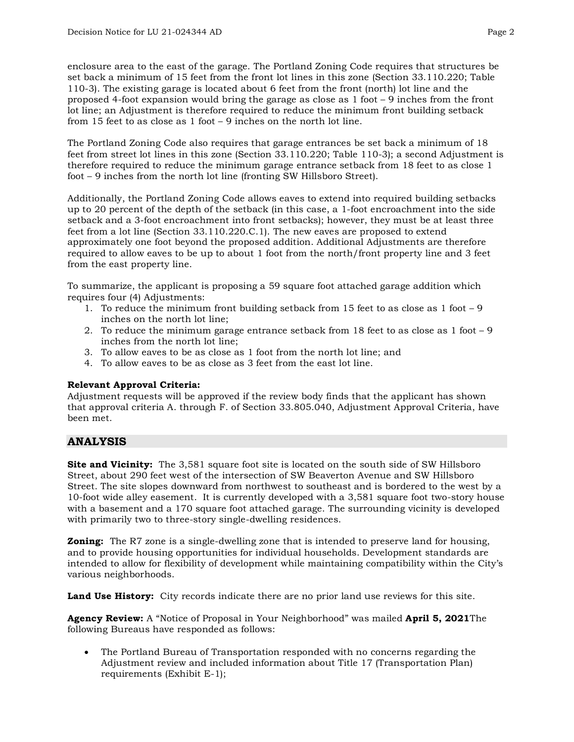enclosure area to the east of the garage. The Portland Zoning Code requires that structures be set back a minimum of 15 feet from the front lot lines in this zone (Section 33.110.220; Table 110-3). The existing garage is located about 6 feet from the front (north) lot line and the proposed 4-foot expansion would bring the garage as close as 1 foot – 9 inches from the front lot line; an Adjustment is therefore required to reduce the minimum front building setback from 15 feet to as close as 1 foot – 9 inches on the north lot line.

The Portland Zoning Code also requires that garage entrances be set back a minimum of 18 feet from street lot lines in this zone (Section 33.110.220; Table 110-3); a second Adjustment is therefore required to reduce the minimum garage entrance setback from 18 feet to as close 1 foot – 9 inches from the north lot line (fronting SW Hillsboro Street).

Additionally, the Portland Zoning Code allows eaves to extend into required building setbacks up to 20 percent of the depth of the setback (in this case, a 1-foot encroachment into the side setback and a 3-foot encroachment into front setbacks); however, they must be at least three feet from a lot line (Section 33.110.220.C.1). The new eaves are proposed to extend approximately one foot beyond the proposed addition. Additional Adjustments are therefore required to allow eaves to be up to about 1 foot from the north/front property line and 3 feet from the east property line.

To summarize, the applicant is proposing a 59 square foot attached garage addition which requires four (4) Adjustments:

1. To reduce the minimum front building setback from 15 feet to as close as 1 foot – 9 inches on the north lot line;
2. To reduce the minimum garage entrance setback from 18 feet to as close as 1 foot – 9 inches from the north lot line;
3. To allow eaves to be as close as 1 foot from the north lot line; and
4. To allow eaves to be as close as 3 feet from the east lot line.

**Relevant Approval Criteria:**
Adjustment requests will be approved if the review body finds that the applicant has shown that approval criteria A. through F. of Section 33.805.040, Adjustment Approval Criteria, have been met.

## ANALYSIS

**Site and Vicinity:** The 3,581 square foot site is located on the south side of SW Hillsboro Street, about 290 feet west of the intersection of SW Beaverton Avenue and SW Hillsboro Street. The site slopes downward from northwest to southeast and is bordered to the west by a 10-foot wide alley easement. It is currently developed with a 3,581 square foot two-story house with a basement and a 170 square foot attached garage. The surrounding vicinity is developed with primarily two to three-story single-dwelling residences.

**Zoning:** The R7 zone is a single-dwelling zone that is intended to preserve land for housing, and to provide housing opportunities for individual households. Development standards are intended to allow for flexibility of development while maintaining compatibility within the City's various neighborhoods.

**Land Use History:** City records indicate there are no prior land use reviews for this site.

**Agency Review:** A "Notice of Proposal in Your Neighborhood" was mailed **April 5, 2021**The following Bureaus have responded as follows:

- The Portland Bureau of Transportation responded with no concerns regarding the Adjustment review and included information about Title 17 (Transportation Plan) requirements (Exhibit E-1);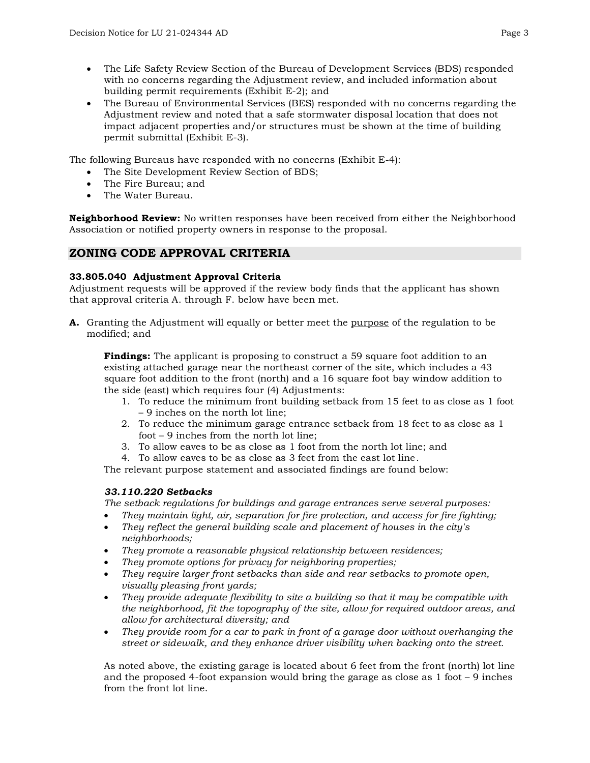- The Life Safety Review Section of the Bureau of Development Services (BDS) responded with no concerns regarding the Adjustment review, and included information about building permit requirements (Exhibit E-2); and
- The Bureau of Environmental Services (BES) responded with no concerns regarding the Adjustment review and noted that a safe stormwater disposal location that does not impact adjacent properties and/or structures must be shown at the time of building permit submittal (Exhibit E-3).

The following Bureaus have responded with no concerns (Exhibit E-4):

- The Site Development Review Section of BDS;
- The Fire Bureau; and
- The Water Bureau.

**Neighborhood Review:** No written responses have been received from either the Neighborhood Association or notified property owners in response to the proposal.

## ZONING CODE APPROVAL CRITERIA

### 33.805.040 Adjustment Approval Criteria

Adjustment requests will be approved if the review body finds that the applicant has shown that approval criteria A. through F. below have been met.

**A.** Granting the Adjustment will equally or better meet the purpose of the regulation to be modified; and

**Findings:** The applicant is proposing to construct a 59 square foot addition to an existing attached garage near the northeast corner of the site, which includes a 43 square foot addition to the front (north) and a 16 square foot bay window addition to the side (east) which requires four (4) Adjustments:

1. To reduce the minimum front building setback from 15 feet to as close as 1 foot – 9 inches on the north lot line;
2. To reduce the minimum garage entrance setback from 18 feet to as close as 1 foot – 9 inches from the north lot line;
3. To allow eaves to be as close as 1 foot from the north lot line; and
4. To allow eaves to be as close as 3 feet from the east lot line.

The relevant purpose statement and associated findings are found below:

***33.110.220 Setbacks***

*The setback regulations for buildings and garage entrances serve several purposes:*

- *They maintain light, air, separation for fire protection, and access for fire fighting;*
- *They reflect the general building scale and placement of houses in the city's neighborhoods;*
- *They promote a reasonable physical relationship between residences;*
- *They promote options for privacy for neighboring properties;*
- *They require larger front setbacks than side and rear setbacks to promote open, visually pleasing front yards;*
- *They provide adequate flexibility to site a building so that it may be compatible with the neighborhood, fit the topography of the site, allow for required outdoor areas, and allow for architectural diversity; and*
- *They provide room for a car to park in front of a garage door without overhanging the street or sidewalk, and they enhance driver visibility when backing onto the street.*

As noted above, the existing garage is located about 6 feet from the front (north) lot line and the proposed 4-foot expansion would bring the garage as close as 1 foot – 9 inches from the front lot line.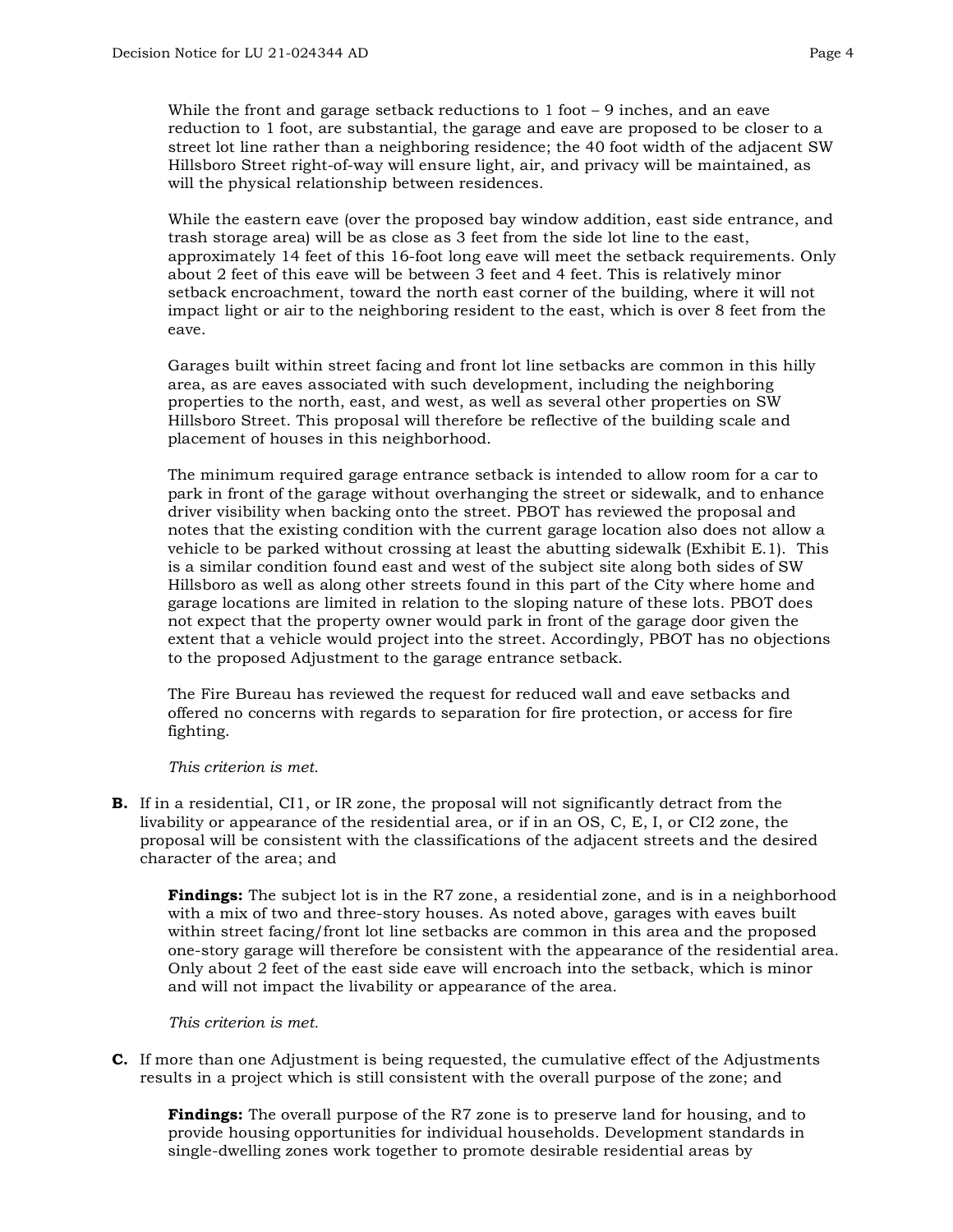While the front and garage setback reductions to 1 foot – 9 inches, and an eave reduction to 1 foot, are substantial, the garage and eave are proposed to be closer to a street lot line rather than a neighboring residence; the 40 foot width of the adjacent SW Hillsboro Street right-of-way will ensure light, air, and privacy will be maintained, as will the physical relationship between residences.

While the eastern eave (over the proposed bay window addition, east side entrance, and trash storage area) will be as close as 3 feet from the side lot line to the east, approximately 14 feet of this 16-foot long eave will meet the setback requirements. Only about 2 feet of this eave will be between 3 feet and 4 feet. This is relatively minor setback encroachment, toward the north east corner of the building, where it will not impact light or air to the neighboring resident to the east, which is over 8 feet from the eave.

Garages built within street facing and front lot line setbacks are common in this hilly area, as are eaves associated with such development, including the neighboring properties to the north, east, and west, as well as several other properties on SW Hillsboro Street. This proposal will therefore be reflective of the building scale and placement of houses in this neighborhood.

The minimum required garage entrance setback is intended to allow room for a car to park in front of the garage without overhanging the street or sidewalk, and to enhance driver visibility when backing onto the street. PBOT has reviewed the proposal and notes that the existing condition with the current garage location also does not allow a vehicle to be parked without crossing at least the abutting sidewalk (Exhibit E.1). This is a similar condition found east and west of the subject site along both sides of SW Hillsboro as well as along other streets found in this part of the City where home and garage locations are limited in relation to the sloping nature of these lots. PBOT does not expect that the property owner would park in front of the garage door given the extent that a vehicle would project into the street. Accordingly, PBOT has no objections to the proposed Adjustment to the garage entrance setback.

The Fire Bureau has reviewed the request for reduced wall and eave setbacks and offered no concerns with regards to separation for fire protection, or access for fire fighting.

*This criterion is met.*

**B.** If in a residential, CI1, or IR zone, the proposal will not significantly detract from the livability or appearance of the residential area, or if in an OS, C, E, I, or CI2 zone, the proposal will be consistent with the classifications of the adjacent streets and the desired character of the area; and

**Findings:** The subject lot is in the R7 zone, a residential zone, and is in a neighborhood with a mix of two and three-story houses. As noted above, garages with eaves built within street facing/front lot line setbacks are common in this area and the proposed one-story garage will therefore be consistent with the appearance of the residential area. Only about 2 feet of the east side eave will encroach into the setback, which is minor and will not impact the livability or appearance of the area.

*This criterion is met.*

**C.** If more than one Adjustment is being requested, the cumulative effect of the Adjustments results in a project which is still consistent with the overall purpose of the zone; and

**Findings:** The overall purpose of the R7 zone is to preserve land for housing, and to provide housing opportunities for individual households. Development standards in single-dwelling zones work together to promote desirable residential areas by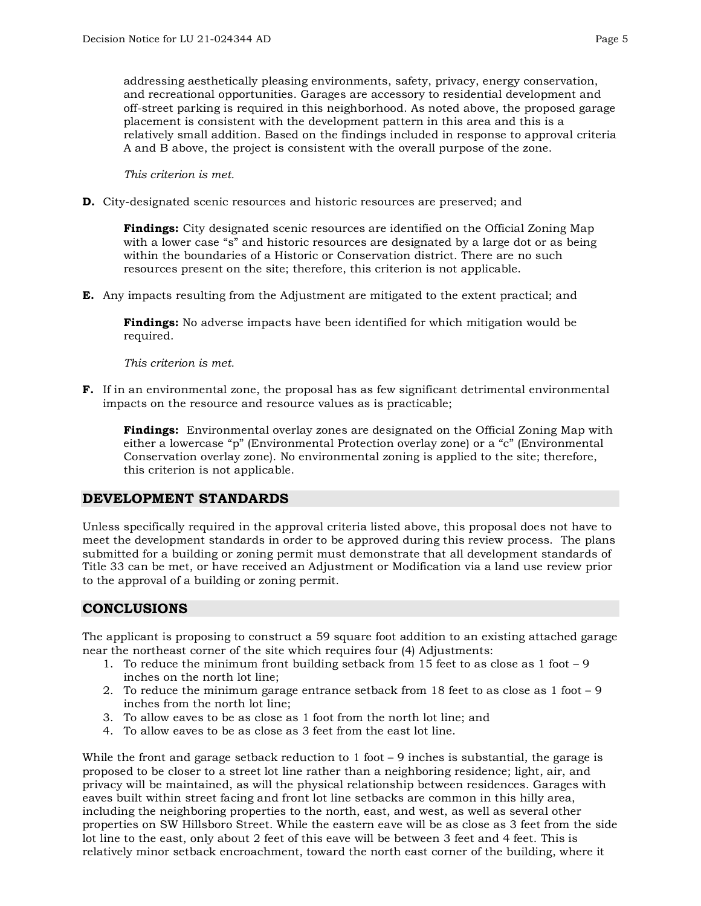addressing aesthetically pleasing environments, safety, privacy, energy conservation, and recreational opportunities. Garages are accessory to residential development and off-street parking is required in this neighborhood. As noted above, the proposed garage placement is consistent with the development pattern in this area and this is a relatively small addition. Based on the findings included in response to approval criteria A and B above, the project is consistent with the overall purpose of the zone.

*This criterion is met.*

**D.** City-designated scenic resources and historic resources are preserved; and

**Findings:** City designated scenic resources are identified on the Official Zoning Map with a lower case "s" and historic resources are designated by a large dot or as being within the boundaries of a Historic or Conservation district. There are no such resources present on the site; therefore, this criterion is not applicable.

**E.** Any impacts resulting from the Adjustment are mitigated to the extent practical; and

**Findings:** No adverse impacts have been identified for which mitigation would be required.

*This criterion is met.*

**F.** If in an environmental zone, the proposal has as few significant detrimental environmental impacts on the resource and resource values as is practicable;

**Findings:** Environmental overlay zones are designated on the Official Zoning Map with either a lowercase "p" (Environmental Protection overlay zone) or a "c" (Environmental Conservation overlay zone). No environmental zoning is applied to the site; therefore, this criterion is not applicable.

## DEVELOPMENT STANDARDS

Unless specifically required in the approval criteria listed above, this proposal does not have to meet the development standards in order to be approved during this review process. The plans submitted for a building or zoning permit must demonstrate that all development standards of Title 33 can be met, or have received an Adjustment or Modification via a land use review prior to the approval of a building or zoning permit.

## CONCLUSIONS

The applicant is proposing to construct a 59 square foot addition to an existing attached garage near the northeast corner of the site which requires four (4) Adjustments:

1. To reduce the minimum front building setback from 15 feet to as close as 1 foot – 9 inches on the north lot line;
2. To reduce the minimum garage entrance setback from 18 feet to as close as 1 foot – 9 inches from the north lot line;
3. To allow eaves to be as close as 1 foot from the north lot line; and
4. To allow eaves to be as close as 3 feet from the east lot line.

While the front and garage setback reduction to 1 foot – 9 inches is substantial, the garage is proposed to be closer to a street lot line rather than a neighboring residence; light, air, and privacy will be maintained, as will the physical relationship between residences. Garages with eaves built within street facing and front lot line setbacks are common in this hilly area, including the neighboring properties to the north, east, and west, as well as several other properties on SW Hillsboro Street. While the eastern eave will be as close as 3 feet from the side lot line to the east, only about 2 feet of this eave will be between 3 feet and 4 feet. This is relatively minor setback encroachment, toward the north east corner of the building, where it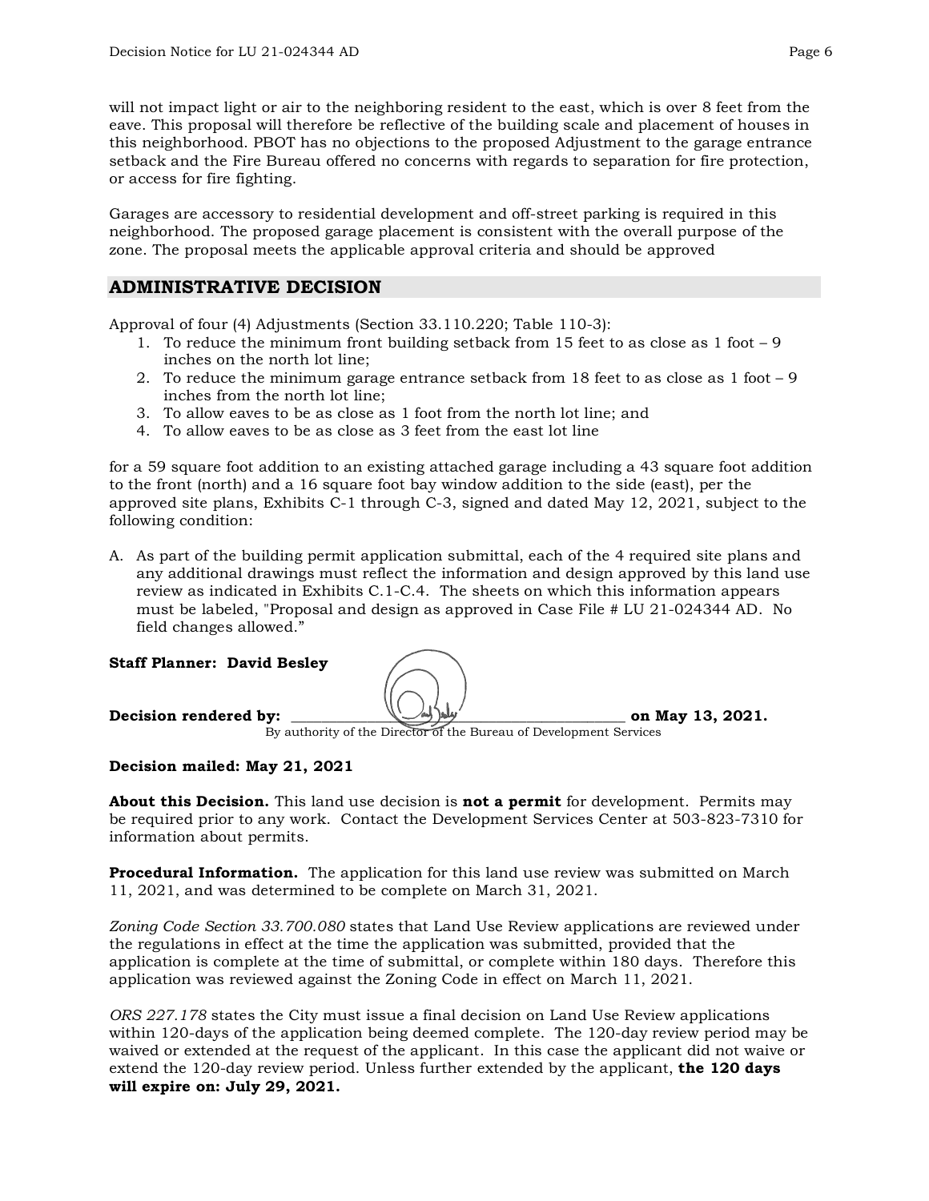will not impact light or air to the neighboring resident to the east, which is over 8 feet from the eave. This proposal will therefore be reflective of the building scale and placement of houses in this neighborhood. PBOT has no objections to the proposed Adjustment to the garage entrance setback and the Fire Bureau offered no concerns with regards to separation for fire protection, or access for fire fighting.

Garages are accessory to residential development and off-street parking is required in this neighborhood. The proposed garage placement is consistent with the overall purpose of the zone. The proposal meets the applicable approval criteria and should be approved

## ADMINISTRATIVE DECISION

Approval of four (4) Adjustments (Section 33.110.220; Table 110-3):

1. To reduce the minimum front building setback from 15 feet to as close as 1 foot – 9 inches on the north lot line;
2. To reduce the minimum garage entrance setback from 18 feet to as close as 1 foot – 9 inches from the north lot line;
3. To allow eaves to be as close as 1 foot from the north lot line; and
4. To allow eaves to be as close as 3 feet from the east lot line

for a 59 square foot addition to an existing attached garage including a 43 square foot addition to the front (north) and a 16 square foot bay window addition to the side (east), per the approved site plans, Exhibits C-1 through C-3, signed and dated May 12, 2021, subject to the following condition:

A. As part of the building permit application submittal, each of the 4 required site plans and any additional drawings must reflect the information and design approved by this land use review as indicated in Exhibits C.1-C.4. The sheets on which this information appears must be labeled, "Proposal and design as approved in Case File # LU 21-024344 AD. No field changes allowed."

**Staff Planner: David Besley**

**Decision rendered by:** ______________________________ **on May 13, 2021.**
By authority of the Director of the Bureau of Development Services

**Decision mailed: May 21, 2021**

**About this Decision.** This land use decision is **not a permit** for development. Permits may be required prior to any work. Contact the Development Services Center at 503-823-7310 for information about permits.

**Procedural Information.** The application for this land use review was submitted on March 11, 2021, and was determined to be complete on March 31, 2021.

*Zoning Code Section 33.700.080* states that Land Use Review applications are reviewed under the regulations in effect at the time the application was submitted, provided that the application is complete at the time of submittal, or complete within 180 days. Therefore this application was reviewed against the Zoning Code in effect on March 11, 2021.

*ORS 227.178* states the City must issue a final decision on Land Use Review applications within 120-days of the application being deemed complete. The 120-day review period may be waived or extended at the request of the applicant. In this case the applicant did not waive or extend the 120-day review period. Unless further extended by the applicant, **the 120 days will expire on: July 29, 2021.**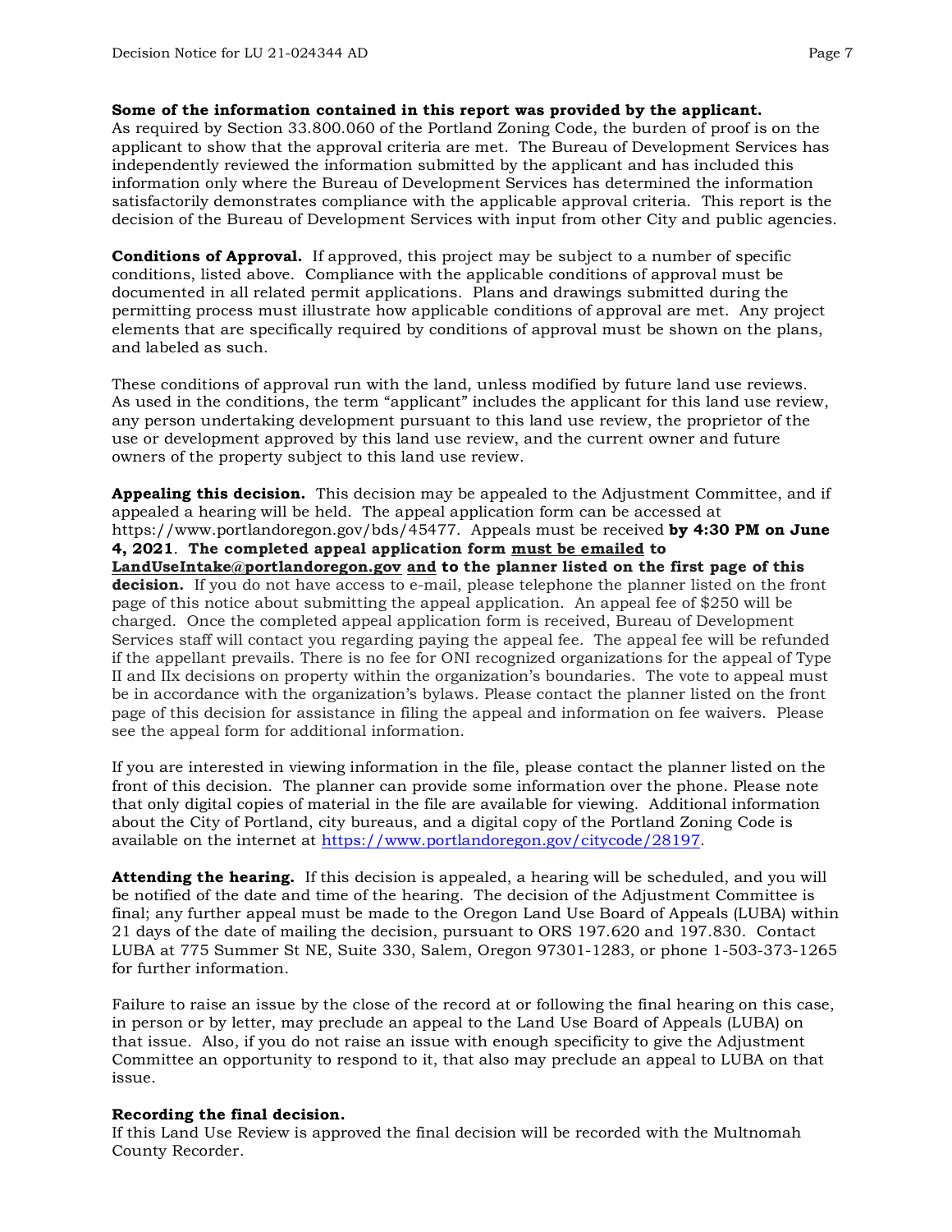**Some of the information contained in this report was provided by the applicant.**
As required by Section 33.800.060 of the Portland Zoning Code, the burden of proof is on the applicant to show that the approval criteria are met. The Bureau of Development Services has independently reviewed the information submitted by the applicant and has included this information only where the Bureau of Development Services has determined the information satisfactorily demonstrates compliance with the applicable approval criteria. This report is the decision of the Bureau of Development Services with input from other City and public agencies.

**Conditions of Approval.** If approved, this project may be subject to a number of specific conditions, listed above. Compliance with the applicable conditions of approval must be documented in all related permit applications. Plans and drawings submitted during the permitting process must illustrate how applicable conditions of approval are met. Any project elements that are specifically required by conditions of approval must be shown on the plans, and labeled as such.

These conditions of approval run with the land, unless modified by future land use reviews. As used in the conditions, the term "applicant" includes the applicant for this land use review, any person undertaking development pursuant to this land use review, the proprietor of the use or development approved by this land use review, and the current owner and future owners of the property subject to this land use review.

**Appealing this decision.** This decision may be appealed to the Adjustment Committee, and if appealed a hearing will be held. The appeal application form can be accessed at https://www.portlandoregon.gov/bds/45477. Appeals must be received **by 4:30 PM on June 4, 2021**. **The completed appeal application form <u>must be emailed</u> to <u>LandUseIntake@portlandoregon.gov</u> <u>and</u> to the planner listed on the first page of this decision.** If you do not have access to e-mail, please telephone the planner listed on the front page of this notice about submitting the appeal application. An appeal fee of $250 will be charged. Once the completed appeal application form is received, Bureau of Development Services staff will contact you regarding paying the appeal fee. The appeal fee will be refunded if the appellant prevails. There is no fee for ONI recognized organizations for the appeal of Type II and IIx decisions on property within the organization's boundaries. The vote to appeal must be in accordance with the organization's bylaws. Please contact the planner listed on the front page of this decision for assistance in filing the appeal and information on fee waivers. Please see the appeal form for additional information.

If you are interested in viewing information in the file, please contact the planner listed on the front of this decision. The planner can provide some information over the phone. Please note that only digital copies of material in the file are available for viewing. Additional information about the City of Portland, city bureaus, and a digital copy of the Portland Zoning Code is available on the internet at https://www.portlandoregon.gov/citycode/28197.

**Attending the hearing.** If this decision is appealed, a hearing will be scheduled, and you will be notified of the date and time of the hearing. The decision of the Adjustment Committee is final; any further appeal must be made to the Oregon Land Use Board of Appeals (LUBA) within 21 days of the date of mailing the decision, pursuant to ORS 197.620 and 197.830. Contact LUBA at 775 Summer St NE, Suite 330, Salem, Oregon 97301-1283, or phone 1-503-373-1265 for further information.

Failure to raise an issue by the close of the record at or following the final hearing on this case, in person or by letter, may preclude an appeal to the Land Use Board of Appeals (LUBA) on that issue. Also, if you do not raise an issue with enough specificity to give the Adjustment Committee an opportunity to respond to it, that also may preclude an appeal to LUBA on that issue.

**Recording the final decision.**
If this Land Use Review is approved the final decision will be recorded with the Multnomah County Recorder.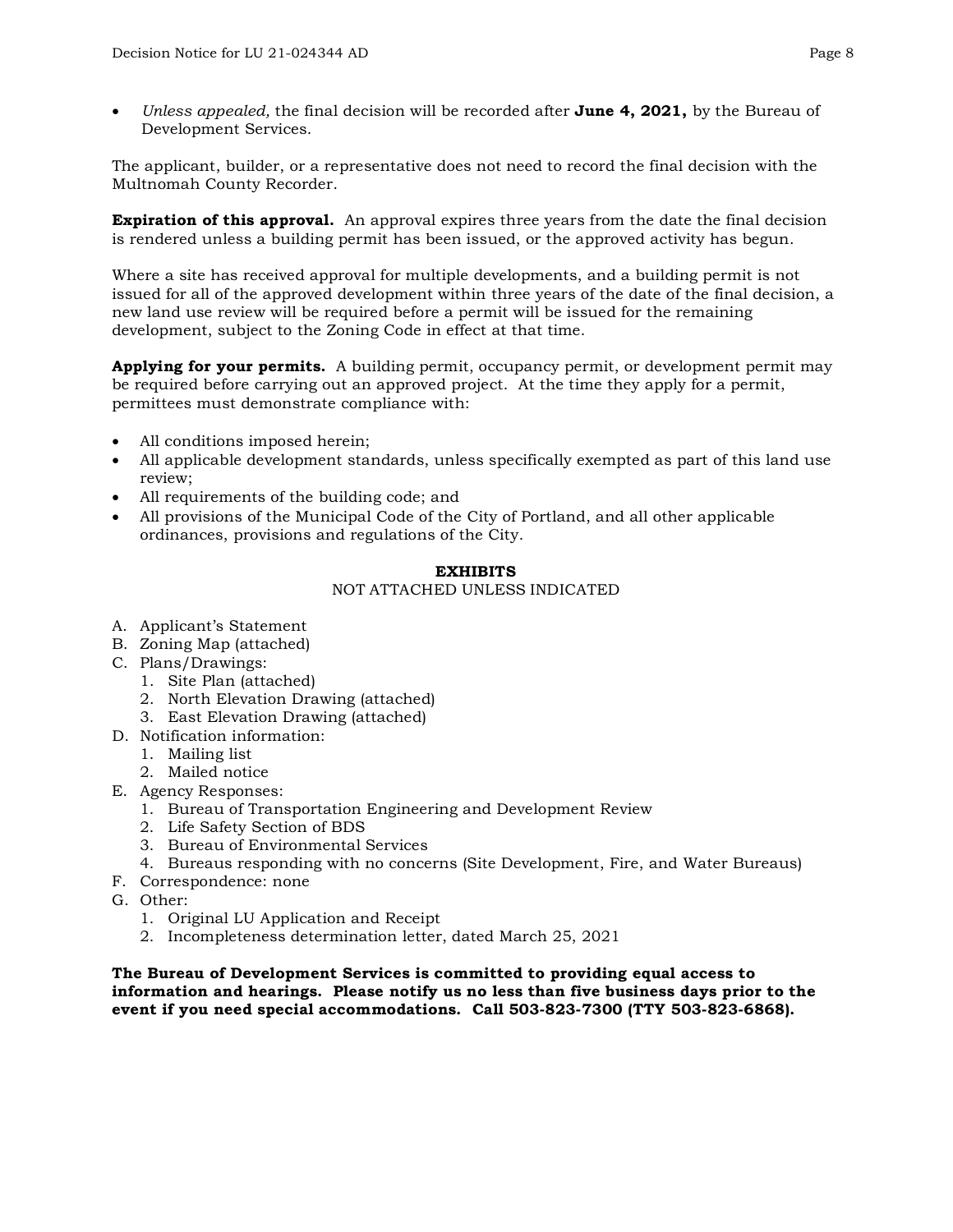- *Unless appealed,* the final decision will be recorded after **June 4, 2021,** by the Bureau of Development Services.

The applicant, builder, or a representative does not need to record the final decision with the Multnomah County Recorder.

**Expiration of this approval.** An approval expires three years from the date the final decision is rendered unless a building permit has been issued, or the approved activity has begun.

Where a site has received approval for multiple developments, and a building permit is not issued for all of the approved development within three years of the date of the final decision, a new land use review will be required before a permit will be issued for the remaining development, subject to the Zoning Code in effect at that time.

**Applying for your permits.** A building permit, occupancy permit, or development permit may be required before carrying out an approved project. At the time they apply for a permit, permittees must demonstrate compliance with:

- All conditions imposed herein;
- All applicable development standards, unless specifically exempted as part of this land use review;
- All requirements of the building code; and
- All provisions of the Municipal Code of the City of Portland, and all other applicable ordinances, provisions and regulations of the City.

## EXHIBITS

NOT ATTACHED UNLESS INDICATED

A. Applicant's Statement
B. Zoning Map (attached)
C. Plans/Drawings:
   1. Site Plan (attached)
   2. North Elevation Drawing (attached)
   3. East Elevation Drawing (attached)
D. Notification information:
   1. Mailing list
   2. Mailed notice
E. Agency Responses:
   1. Bureau of Transportation Engineering and Development Review
   2. Life Safety Section of BDS
   3. Bureau of Environmental Services
   4. Bureaus responding with no concerns (Site Development, Fire, and Water Bureaus)
F. Correspondence: none
G. Other:
   1. Original LU Application and Receipt
   2. Incompleteness determination letter, dated March 25, 2021

**The Bureau of Development Services is committed to providing equal access to information and hearings. Please notify us no less than five business days prior to the event if you need special accommodations. Call 503-823-7300 (TTY 503-823-6868).**